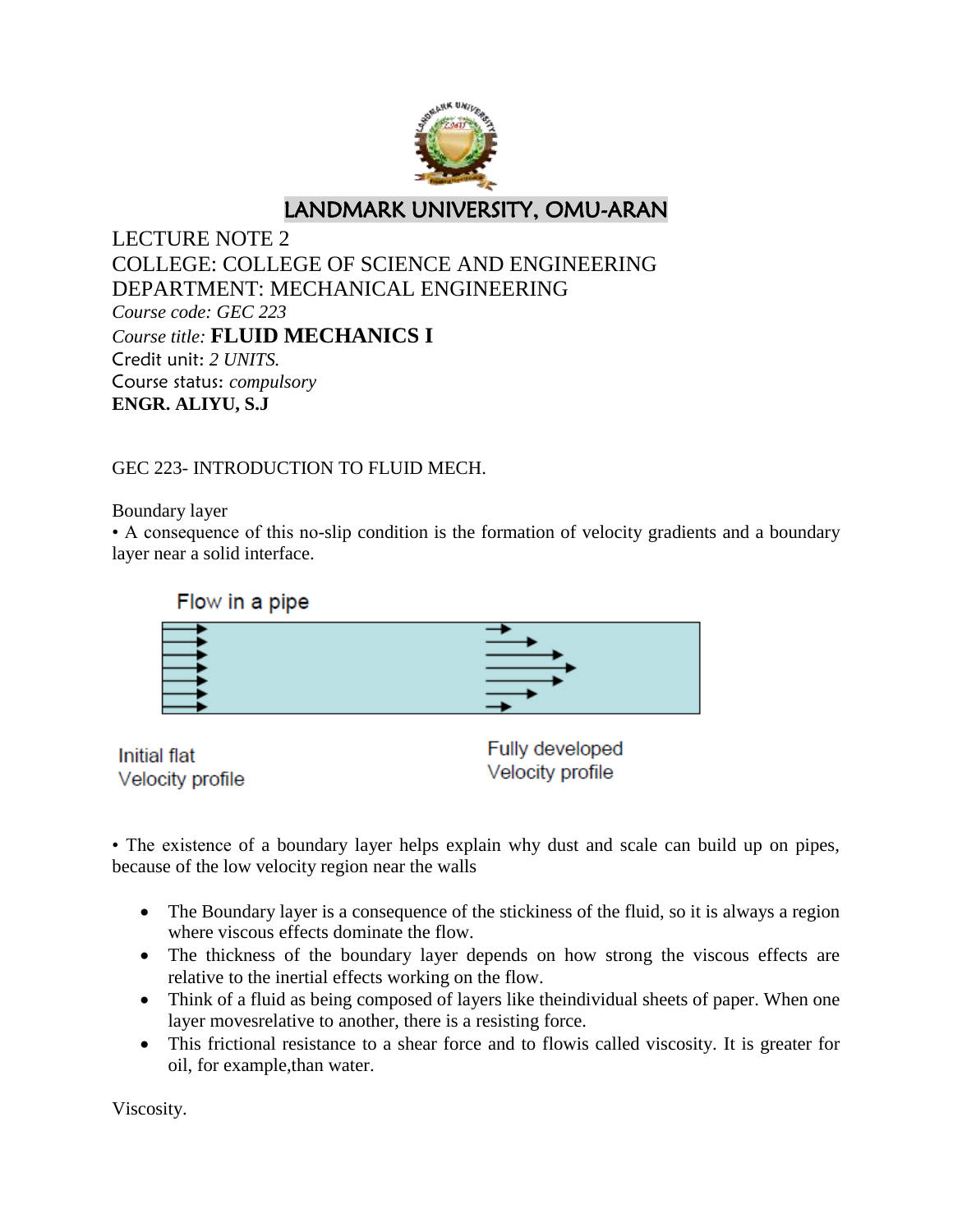# LANDMARK UNIVERSITY, OMU-ARAN

LECTURE NOTE 2

COLLEGE: COLLEGE OF SCIENCE AND ENGINEERING

DEPARTMENT: MECHANICAL ENGINEERING

*Course code: GEC 223*

*Course title:* **FLUID MECHANICS I**

Credit unit: *2 UNITS.*

Course status: *compulsory*

**ENGR. ALIYU, S.J**

GEC 223- INTRODUCTION TO FLUID MECH.

Boundary layer

• A consequence of this no-slip condition is the formation of velocity gradients and a boundary layer near a solid interface.

Flow in a pipe

Initial flat Velocity profile

Fully developed Velocity profile

• The existence of a boundary layer helps explain why dust and scale can build up on pipes, because of the low velocity region near the walls

- The Boundary layer is a consequence of the stickiness of the fluid, so it is always a region where viscous effects dominate the flow.
- The thickness of the boundary layer depends on how strong the viscous effects are relative to the inertial effects working on the flow.
- Think of a fluid as being composed of layers like theindividual sheets of paper. When one layer movesrelative to another, there is a resisting force.
- This frictional resistance to a shear force and to flowis called viscosity. It is greater for oil, for example,than water.

Viscosity.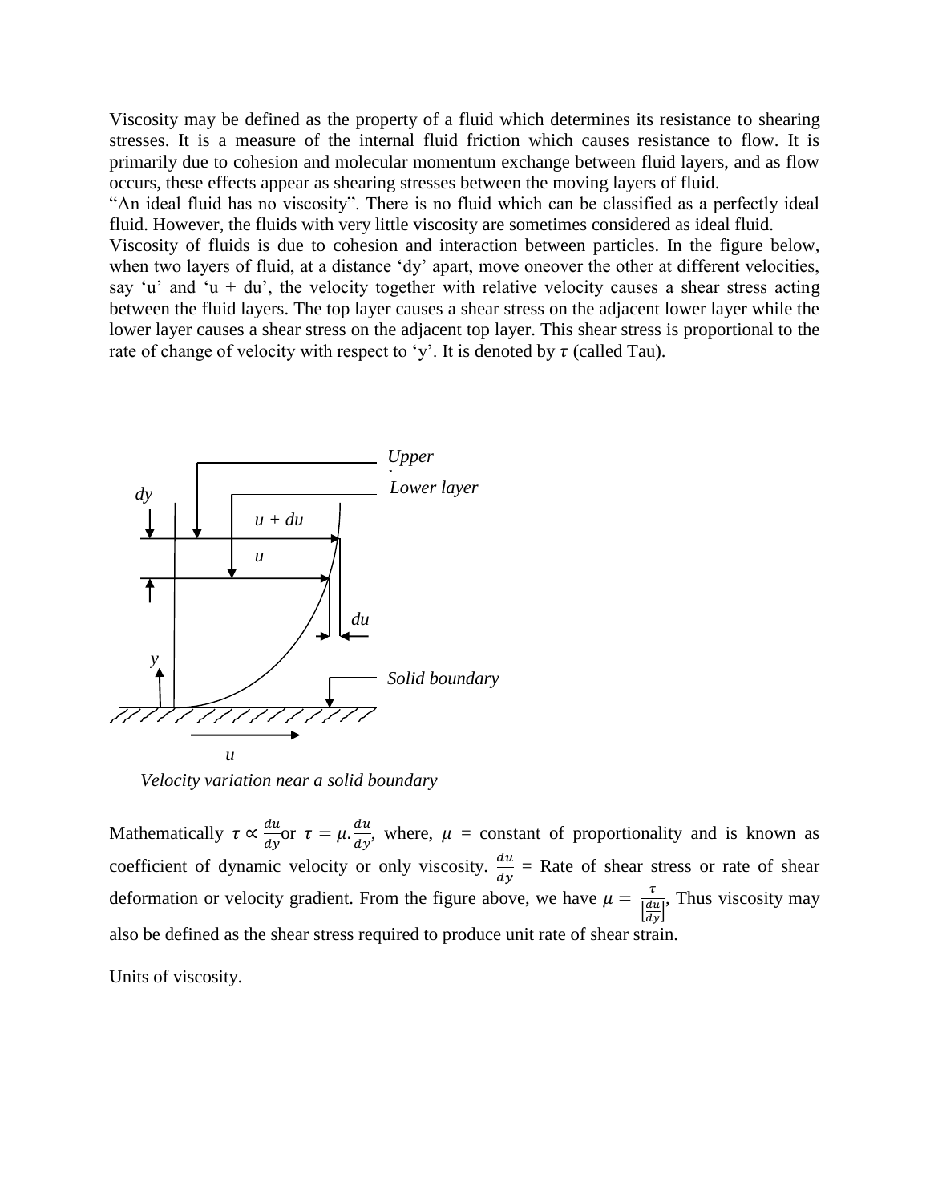Viscosity may be defined as the property of a fluid which determines its resistance to shearing stresses. It is a measure of the internal fluid friction which causes resistance to flow. It is primarily due to cohesion and molecular momentum exchange between fluid layers, and as flow occurs, these effects appear as shearing stresses between the moving layers of fluid.

"An ideal fluid has no viscosity". There is no fluid which can be classified as a perfectly ideal fluid. However, the fluids with very little viscosity are sometimes considered as ideal fluid.

Viscosity of fluids is due to cohesion and interaction between particles. In the figure below, when two layers of fluid, at a distance 'dy' apart, move oneover the other at different velocities, say 'u' and 'u + du', the velocity together with relative velocity causes a shear stress acting between the fluid layers. The top layer causes a shear stress on the adjacent lower layer while the lower layer causes a shear stress on the adjacent top layer. This shear stress is proportional to the rate of change of velocity with respect to 'y'. It is denoted by $\tau$ (called Tau).

*Velocity variation near a solid boundary*

Mathematically $\tau \propto \frac{du}{dy}$or $\tau = \mu.\frac{du}{dy}$, where, $\mu$ = constant of proportionality and is known as coefficient of dynamic velocity or only viscosity. $\frac{du}{dy}$ = Rate of shear stress or rate of shear deformation or velocity gradient. From the figure above, we have $\mu = \frac{\tau}{\left[\frac{du}{dy}\right]}$, Thus viscosity may also be defined as the shear stress required to produce unit rate of shear strain.

Units of viscosity.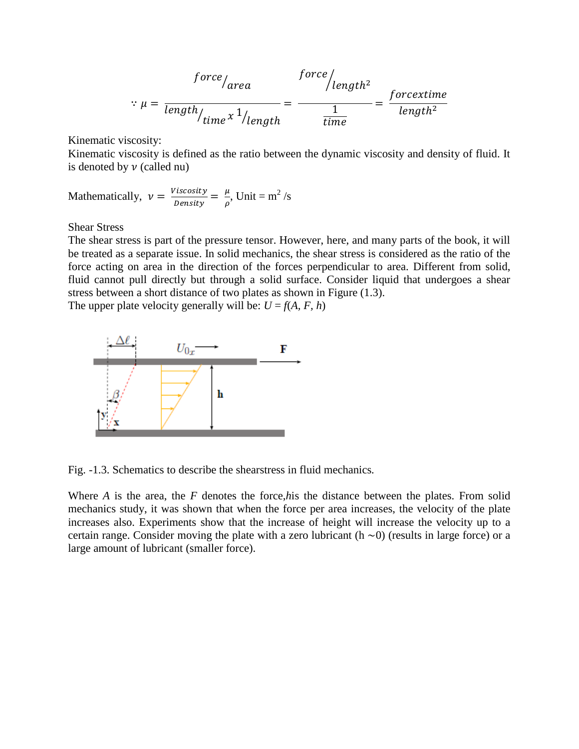$$\because \mu = \frac{force/_{area}}{length/_{time} \, x \, ^1/_{length}} = \frac{force/_{length^2}}{\frac{1}{time}} = \frac{forcextime}{length^2}$$

Kinematic viscosity:

Kinematic viscosity is defined as the ratio between the dynamic viscosity and density of fluid. It is denoted by $\nu$ (called nu)

Mathematically, $\nu = \frac{Viscosity}{Density} = \frac{\mu}{\rho}$, Unit = $m^2$ /s

Shear Stress

The shear stress is part of the pressure tensor. However, here, and many parts of the book, it will be treated as a separate issue. In solid mechanics, the shear stress is considered as the ratio of the force acting on area in the direction of the forces perpendicular to area. Different from solid, fluid cannot pull directly but through a solid surface. Consider liquid that undergoes a shear stress between a short distance of two plates as shown in Figure (1.3).

The upper plate velocity generally will be: $U = f(A, F, h)$

Fig. -1.3. Schematics to describe the shearstress in fluid mechanics.

Where $A$ is the area, the $F$ denotes the force,$h$is the distance between the plates. From solid mechanics study, it was shown that when the force per area increases, the velocity of the plate increases also. Experiments show that the increase of height will increase the velocity up to a certain range. Consider moving the plate with a zero lubricant (h ~0) (results in large force) or a large amount of lubricant (smaller force).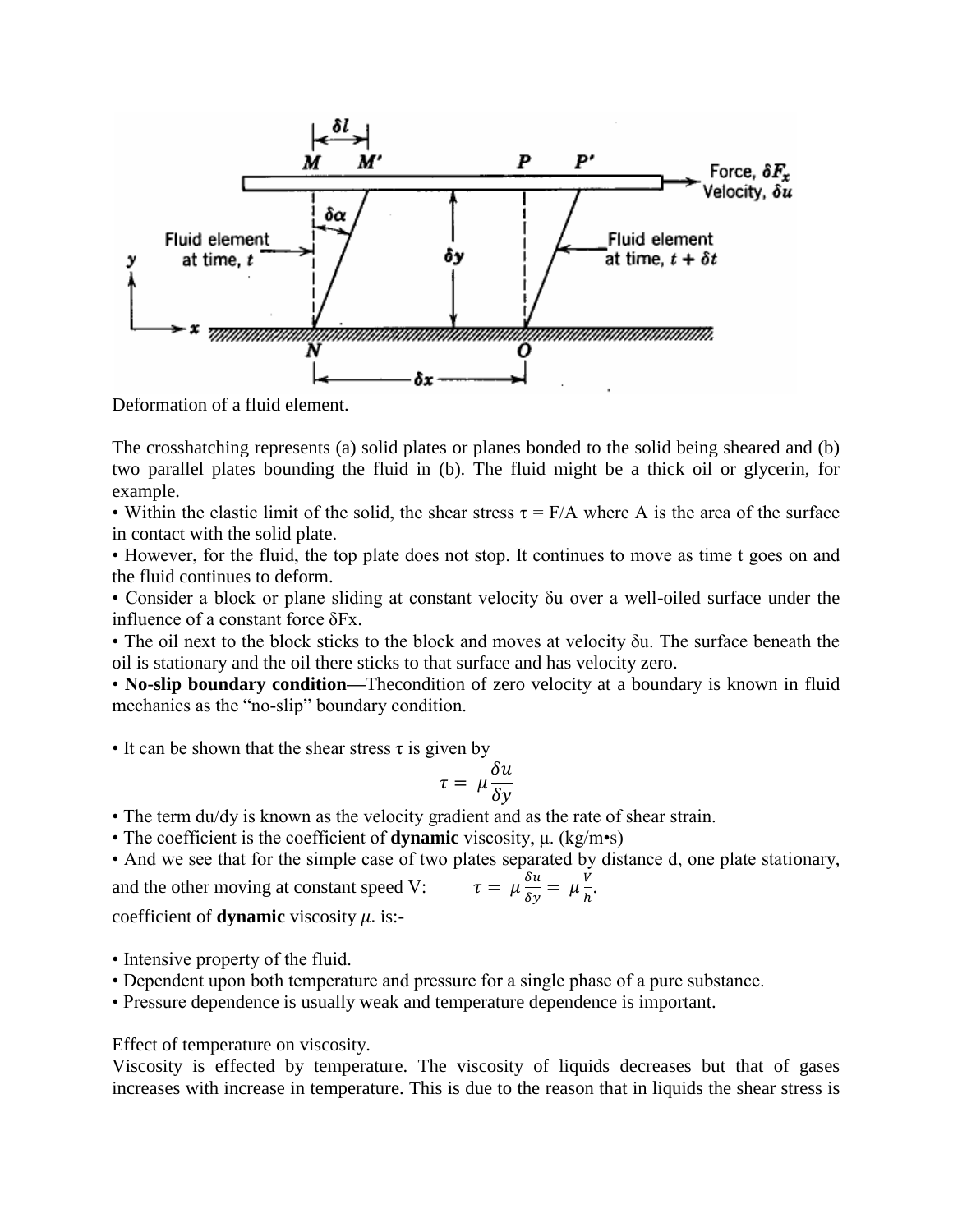Deformation of a fluid element.

The crosshatching represents (a) solid plates or planes bonded to the solid being sheared and (b) two parallel plates bounding the fluid in (b). The fluid might be a thick oil or glycerin, for example.

- Within the elastic limit of the solid, the shear stress $\tau = F/A$ where A is the area of the surface in contact with the solid plate.
- However, for the fluid, the top plate does not stop. It continues to move as time t goes on and the fluid continues to deform.
- Consider a block or plane sliding at constant velocity $\delta u$ over a well-oiled surface under the influence of a constant force $\delta F_x$.
- The oil next to the block sticks to the block and moves at velocity $\delta u$. The surface beneath the oil is stationary and the oil there sticks to that surface and has velocity zero.
- **No-slip boundary condition—**Thecondition of zero velocity at a boundary is known in fluid mechanics as the "no-slip" boundary condition.

- It can be shown that the shear stress $\tau$ is given by

$$\tau = \mu \frac{\delta u}{\delta y}$$

- The term du/dy is known as the velocity gradient and as the rate of shear strain.
- The coefficient is the coefficient of **dynamic** viscosity, $\mu$. (kg/m•s)
- And we see that for the simple case of two plates separated by distance d, one plate stationary, and the other moving at constant speed V: $\tau = \mu \frac{\delta u}{\delta y} = \mu \frac{V}{h}$.

coefficient of **dynamic** viscosity $\mu$. is:-

- Intensive property of the fluid.
- Dependent upon both temperature and pressure for a single phase of a pure substance.
- Pressure dependence is usually weak and temperature dependence is important.

Effect of temperature on viscosity.

Viscosity is effected by temperature. The viscosity of liquids decreases but that of gases increases with increase in temperature. This is due to the reason that in liquids the shear stress is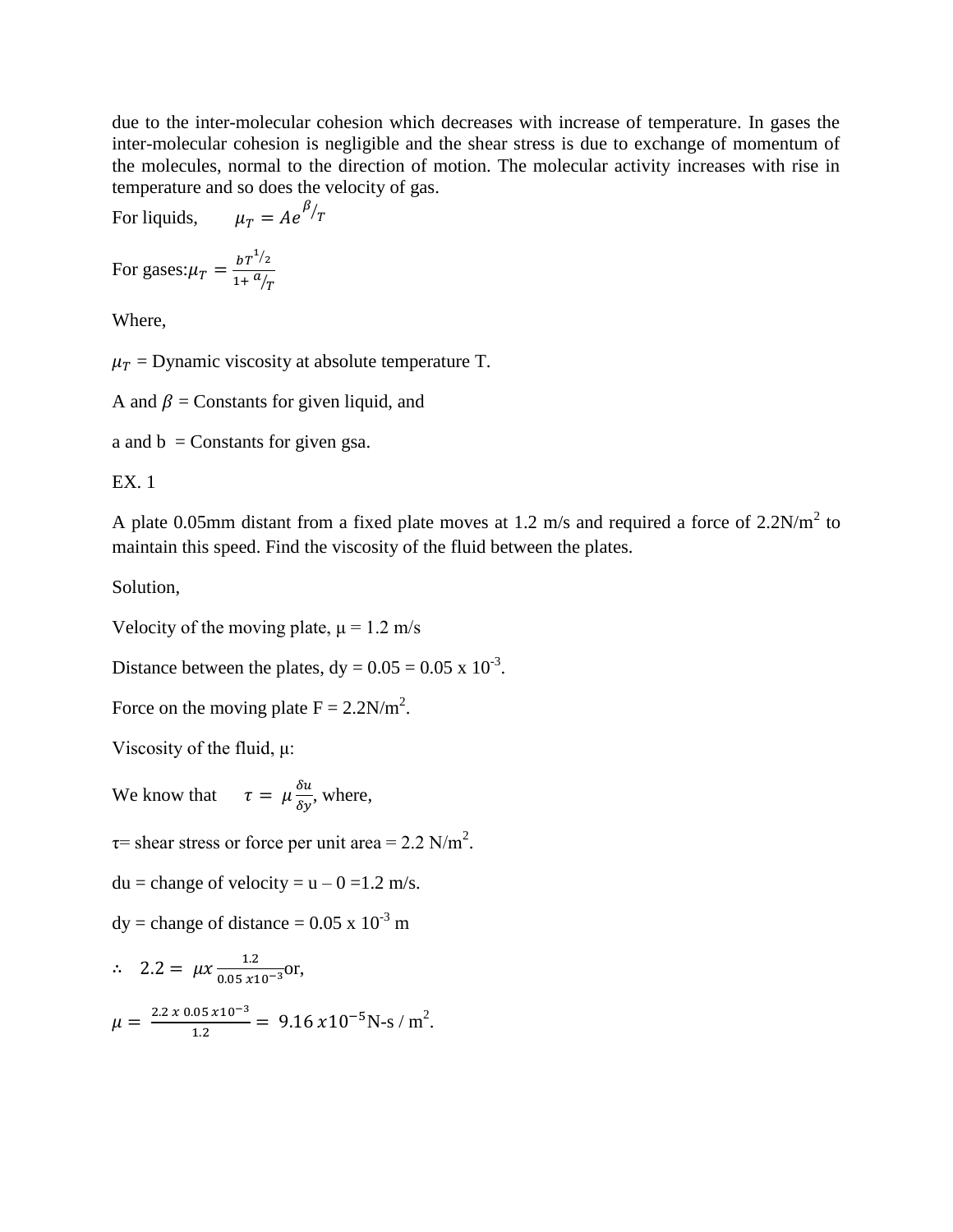due to the inter-molecular cohesion which decreases with increase of temperature. In gases the inter-molecular cohesion is negligible and the shear stress is due to exchange of momentum of the molecules, normal to the direction of motion. The molecular activity increases with rise in temperature and so does the velocity of gas.

For liquids, $\mu_T = Ae^{\beta/T}$

For gases: $\mu_T = \frac{bT^{1/2}}{1 + a/T}$

Where,

$\mu_T$ = Dynamic viscosity at absolute temperature T.

A and $\beta$ = Constants for given liquid, and

a and b = Constants for given gsa.

EX. 1

A plate 0.05mm distant from a fixed plate moves at 1.2 m/s and required a force of 2.2N/m$^2$ to maintain this speed. Find the viscosity of the fluid between the plates.

Solution,

Velocity of the moving plate, μ = 1.2 m/s

Distance between the plates, dy = 0.05 = 0.05 x $10^{-3}$.

Force on the moving plate F = 2.2N/m$^2$.

Viscosity of the fluid, μ:

We know that $\tau = \mu \frac{\delta u}{\delta y}$, where,

τ= shear stress or force per unit area = 2.2 N/m$^2$.

du = change of velocity = u – 0 =1.2 m/s.

dy = change of distance = 0.05 x $10^{-3}$ m

∴ $2.2 = \mu x \frac{1.2}{0.05\, x 10^{-3}}$ or,

$\mu = \frac{2.2\; x\; 0.05\, x 10^{-3}}{1.2} = 9.16\, x 10^{-5}$ N-s / m$^2$.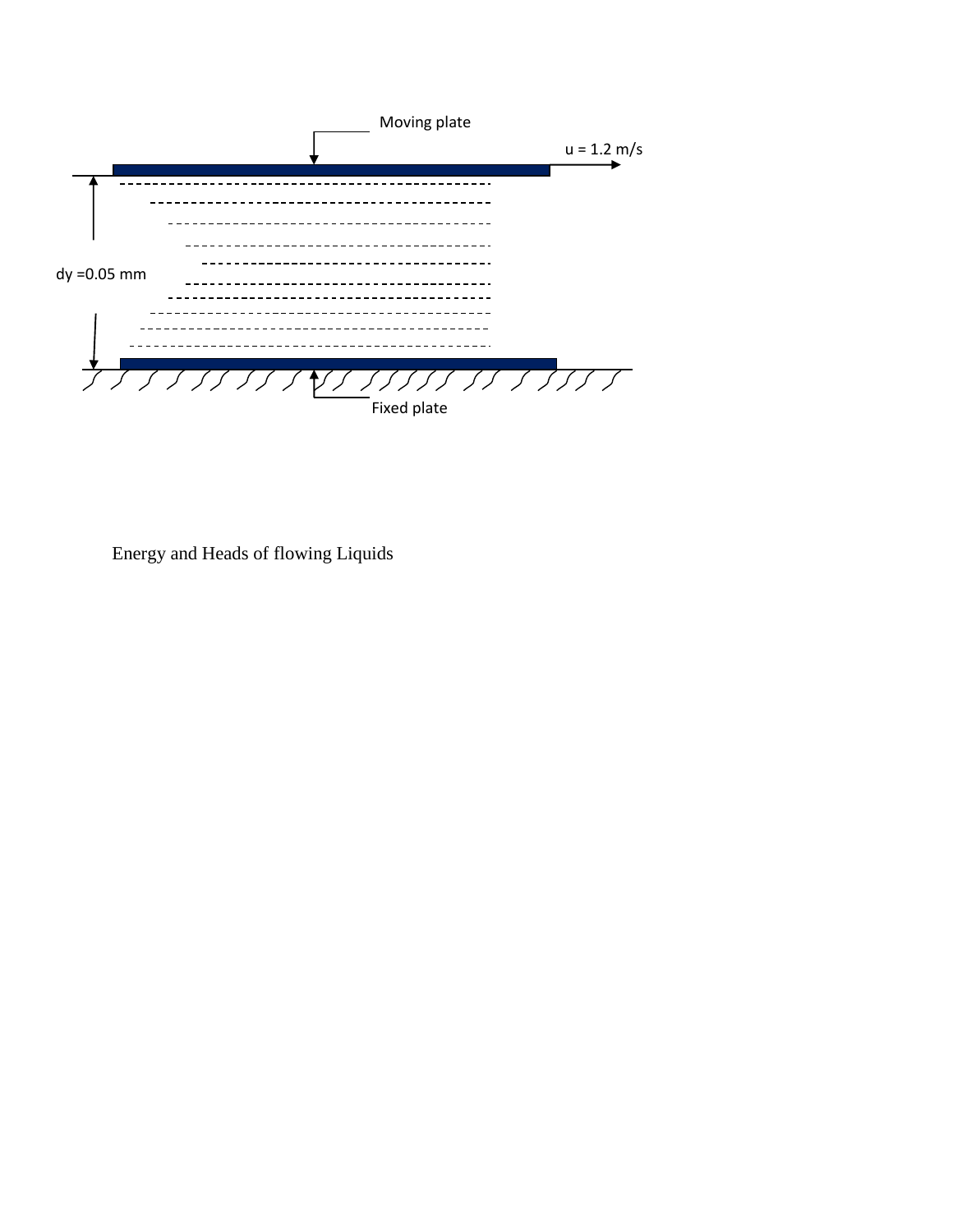Moving plate

u = 1.2 m/s

dy =0.05 mm

Fixed plate

## Energy and Heads of flowing Liquids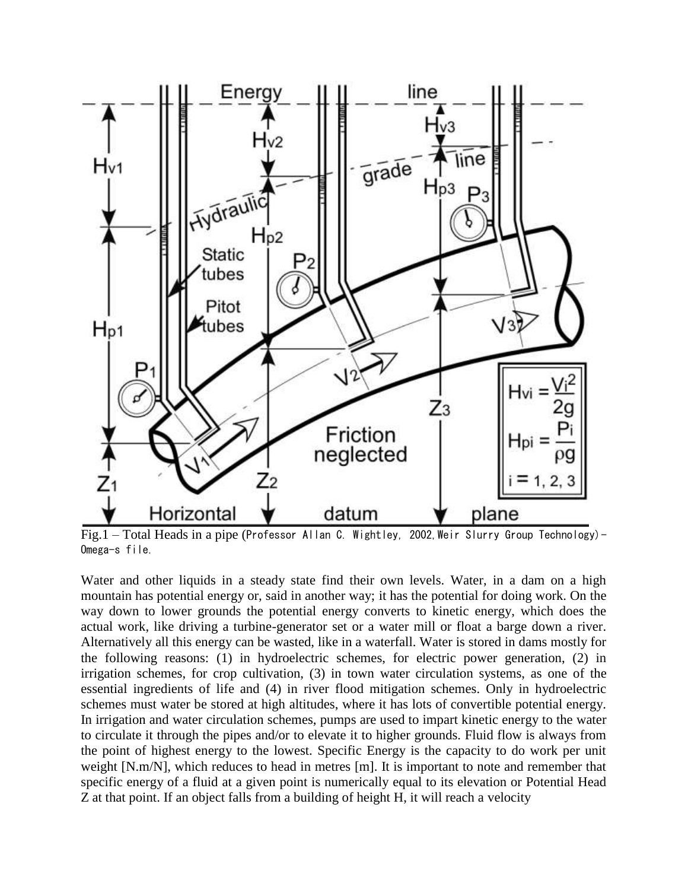Fig.1 – Total Heads in a pipe (Professor Allan C. Wightley, 2002, Weir Slurry Group Technology)- Omega-s file.

Water and other liquids in a steady state find their own levels. Water, in a dam on a high mountain has potential energy or, said in another way; it has the potential for doing work. On the way down to lower grounds the potential energy converts to kinetic energy, which does the actual work, like driving a turbine-generator set or a water mill or float a barge down a river. Alternatively all this energy can be wasted, like in a waterfall. Water is stored in dams mostly for the following reasons: (1) in hydroelectric schemes, for electric power generation, (2) in irrigation schemes, for crop cultivation, (3) in town water circulation systems, as one of the essential ingredients of life and (4) in river flood mitigation schemes. Only in hydroelectric schemes must water be stored at high altitudes, where it has lots of convertible potential energy. In irrigation and water circulation schemes, pumps are used to impart kinetic energy to the water to circulate it through the pipes and/or to elevate it to higher grounds. Fluid flow is always from the point of highest energy to the lowest. Specific Energy is the capacity to do work per unit weight [N.m/N], which reduces to head in metres [m]. It is important to note and remember that specific energy of a fluid at a given point is numerically equal to its elevation or Potential Head Z at that point. If an object falls from a building of height H, it will reach a velocity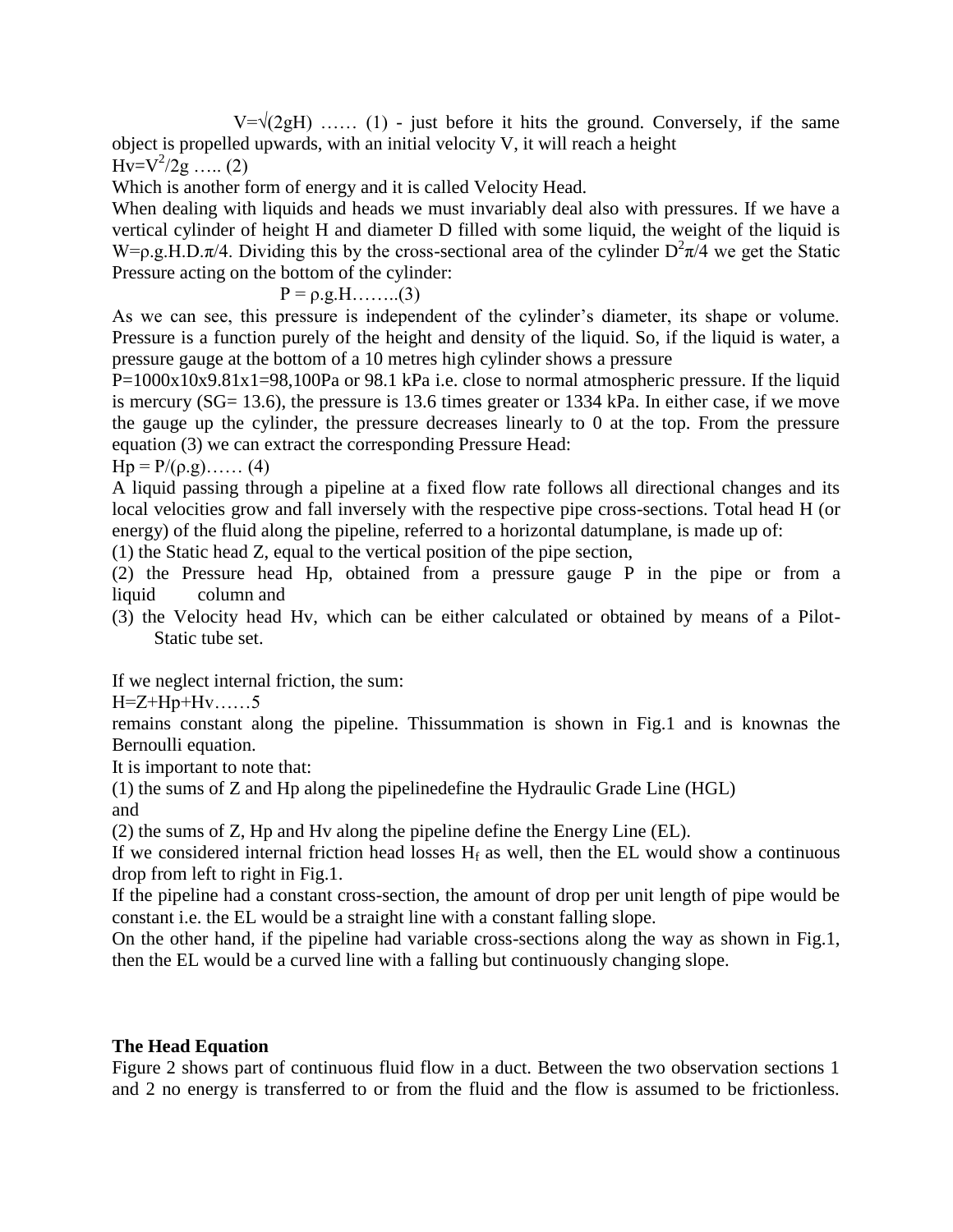$V=\sqrt{(2gH)}$ …… (1) - just before it hits the ground. Conversely, if the same object is propelled upwards, with an initial velocity V, it will reach a height

$Hv=V^2/2g$ ….. (2)

Which is another form of energy and it is called Velocity Head.

When dealing with liquids and heads we must invariably deal also with pressures. If we have a vertical cylinder of height H and diameter D filled with some liquid, the weight of the liquid is $W=\rho.g.H.D.\pi/4$. Dividing this by the cross-sectional area of the cylinder $D^2\pi/4$ we get the Static Pressure acting on the bottom of the cylinder:

$$P = \rho.g.H……..(3)$$

As we can see, this pressure is independent of the cylinder's diameter, its shape or volume. Pressure is a function purely of the height and density of the liquid. So, if the liquid is water, a pressure gauge at the bottom of a 10 metres high cylinder shows a pressure

P=1000x10x9.81x1=98,100Pa or 98.1 kPa i.e. close to normal atmospheric pressure. If the liquid is mercury (SG= 13.6), the pressure is 13.6 times greater or 1334 kPa. In either case, if we move the gauge up the cylinder, the pressure decreases linearly to 0 at the top. From the pressure equation (3) we can extract the corresponding Pressure Head:

$Hp = P/(\rho.g)$…… (4)

A liquid passing through a pipeline at a fixed flow rate follows all directional changes and its local velocities grow and fall inversely with the respective pipe cross-sections. Total head H (or energy) of the fluid along the pipeline, referred to a horizontal datumplane, is made up of:

(1) the Static head Z, equal to the vertical position of the pipe section,

(2) the Pressure head Hp, obtained from a pressure gauge P in the pipe or from a liquid column and

(3) the Velocity head Hv, which can be either calculated or obtained by means of a Pilot-Static tube set.

If we neglect internal friction, the sum:

$H=Z+Hp+Hv$……5

remains constant along the pipeline. Thissummation is shown in Fig.1 and is knownas the Bernoulli equation.

It is important to note that:

(1) the sums of Z and Hp along the pipelinedefine the Hydraulic Grade Line (HGL)

and

(2) the sums of Z, Hp and Hv along the pipeline define the Energy Line (EL).

If we considered internal friction head losses $H_f$ as well, then the EL would show a continuous drop from left to right in Fig.1.

If the pipeline had a constant cross-section, the amount of drop per unit length of pipe would be constant i.e. the EL would be a straight line with a constant falling slope.

On the other hand, if the pipeline had variable cross-sections along the way as shown in Fig.1, then the EL would be a curved line with a falling but continuously changing slope.

**The Head Equation**

Figure 2 shows part of continuous fluid flow in a duct. Between the two observation sections 1 and 2 no energy is transferred to or from the fluid and the flow is assumed to be frictionless.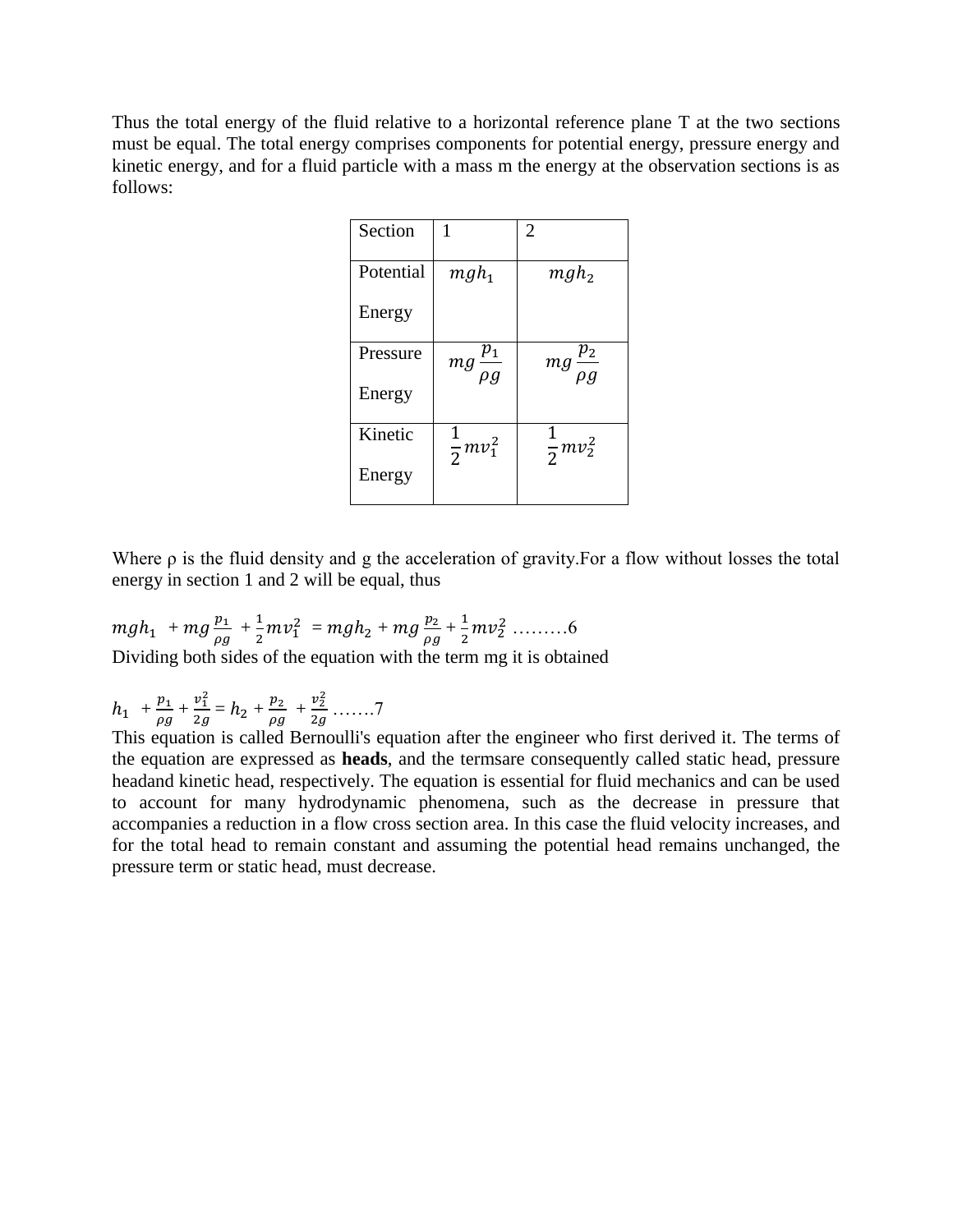Thus the total energy of the fluid relative to a horizontal reference plane T at the two sections must be equal. The total energy comprises components for potential energy, pressure energy and kinetic energy, and for a fluid particle with a mass m the energy at the observation sections is as follows:

| Section | 1 | 2 |
|---|---|---|
| Potential Energy | $mgh_1$ | $mgh_2$ |
| Pressure Energy | $mg\,\frac{p_1}{\rho g}$ | $mg\,\frac{p_2}{\rho g}$ |
| Kinetic Energy | $\frac{1}{2}mv_1^2$ | $\frac{1}{2}mv_2^2$ |

Where ρ is the fluid density and g the acceleration of gravity.For a flow without losses the total energy in section 1 and 2 will be equal, thus

$$mgh_1 + mg\frac{p_1}{\rho g} + \frac{1}{2}mv_1^2 = mgh_2 + mg\frac{p_2}{\rho g} + \frac{1}{2}mv_2^2 \quad \ldots\ldots\ldots 6$$

Dividing both sides of the equation with the term mg it is obtained

$$h_1 + \frac{p_1}{\rho g} + \frac{v_1^2}{2g} = h_2 + \frac{p_2}{\rho g} + \frac{v_2^2}{2g} \quad \ldots\ldots. 7$$

This equation is called Bernoulli's equation after the engineer who first derived it. The terms of the equation are expressed as **heads**, and the termsare consequently called static head, pressure headand kinetic head, respectively. The equation is essential for fluid mechanics and can be used to account for many hydrodynamic phenomena, such as the decrease in pressure that accompanies a reduction in a flow cross section area. In this case the fluid velocity increases, and for the total head to remain constant and assuming the potential head remains unchanged, the pressure term or static head, must decrease.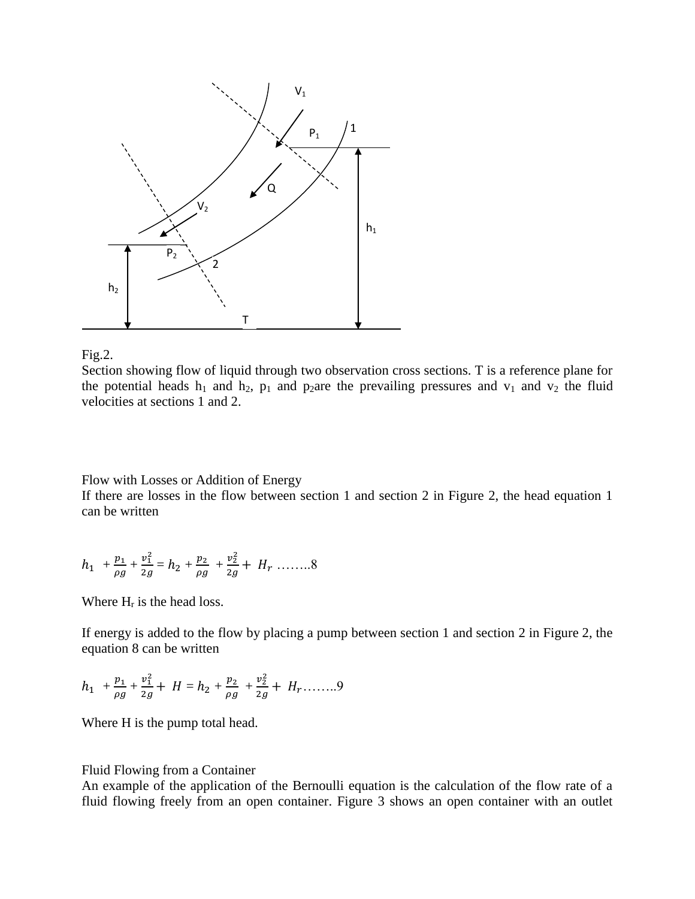Fig.2.

Section showing flow of liquid through two observation cross sections. T is a reference plane for the potential heads $h_1$ and $h_2$, $p_1$ and $p_2$are the prevailing pressures and $v_1$ and $v_2$ the fluid velocities at sections 1 and 2.

Flow with Losses or Addition of Energy

If there are losses in the flow between section 1 and section 2 in Figure 2, the head equation 1 can be written

$$h_1 + \frac{p_1}{\rho g} + \frac{v_1^2}{2g} = h_2 + \frac{p_2}{\rho g} + \frac{v_2^2}{2g} + H_r \quad \text{……..8}$$

Where $H_r$ is the head loss.

If energy is added to the flow by placing a pump between section 1 and section 2 in Figure 2, the equation 8 can be written

$$h_1 + \frac{p_1}{\rho g} + \frac{v_1^2}{2g} + H = h_2 + \frac{p_2}{\rho g} + \frac{v_2^2}{2g} + H_r \text{……..9}$$

Where H is the pump total head.

Fluid Flowing from a Container

An example of the application of the Bernoulli equation is the calculation of the flow rate of a fluid flowing freely from an open container. Figure 3 shows an open container with an outlet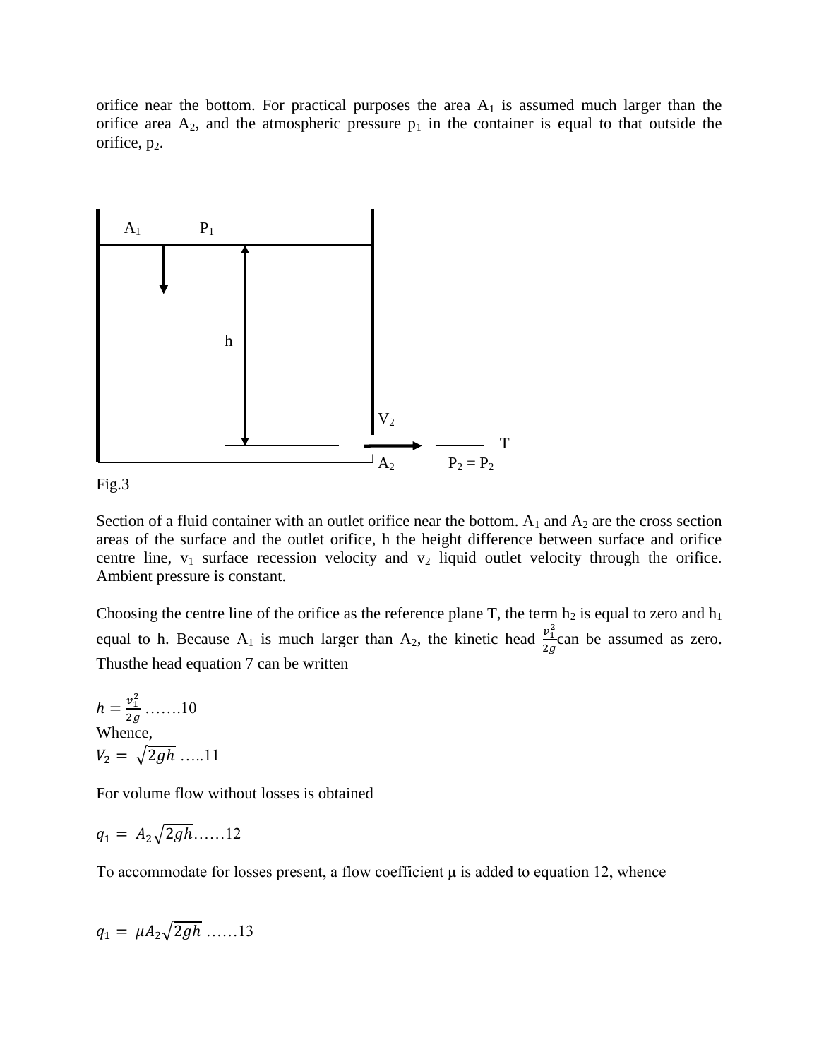orifice near the bottom. For practical purposes the area $A_1$ is assumed much larger than the orifice area $A_2$, and the atmospheric pressure $p_1$ in the container is equal to that outside the orifice, $p_2$.

$A_1$ $P_1$

h

$V_2$

T

$A_2$ $P_2 = P_2$

Fig.3

Section of a fluid container with an outlet orifice near the bottom. $A_1$ and $A_2$ are the cross section areas of the surface and the outlet orifice, h the height difference between surface and orifice centre line, $v_1$ surface recession velocity and $v_2$ liquid outlet velocity through the orifice. Ambient pressure is constant.

Choosing the centre line of the orifice as the reference plane T, the term $h_2$ is equal to zero and $h_1$ equal to h. Because $A_1$ is much larger than $A_2$, the kinetic head $\frac{v_1^2}{2g}$ can be assumed as zero. Thusthe head equation 7 can be written

$$h = \frac{v_1^2}{2g} \quad \text{.......10}$$

Whence,

$$V_2 = \sqrt{2gh} \quad \text{.....11}$$

For volume flow without losses is obtained

$$q_1 = A_2\sqrt{2gh} \quad \text{......12}$$

To accommodate for losses present, a flow coefficient μ is added to equation 12, whence

$$q_1 = \mu A_2\sqrt{2gh} \quad \text{......13}$$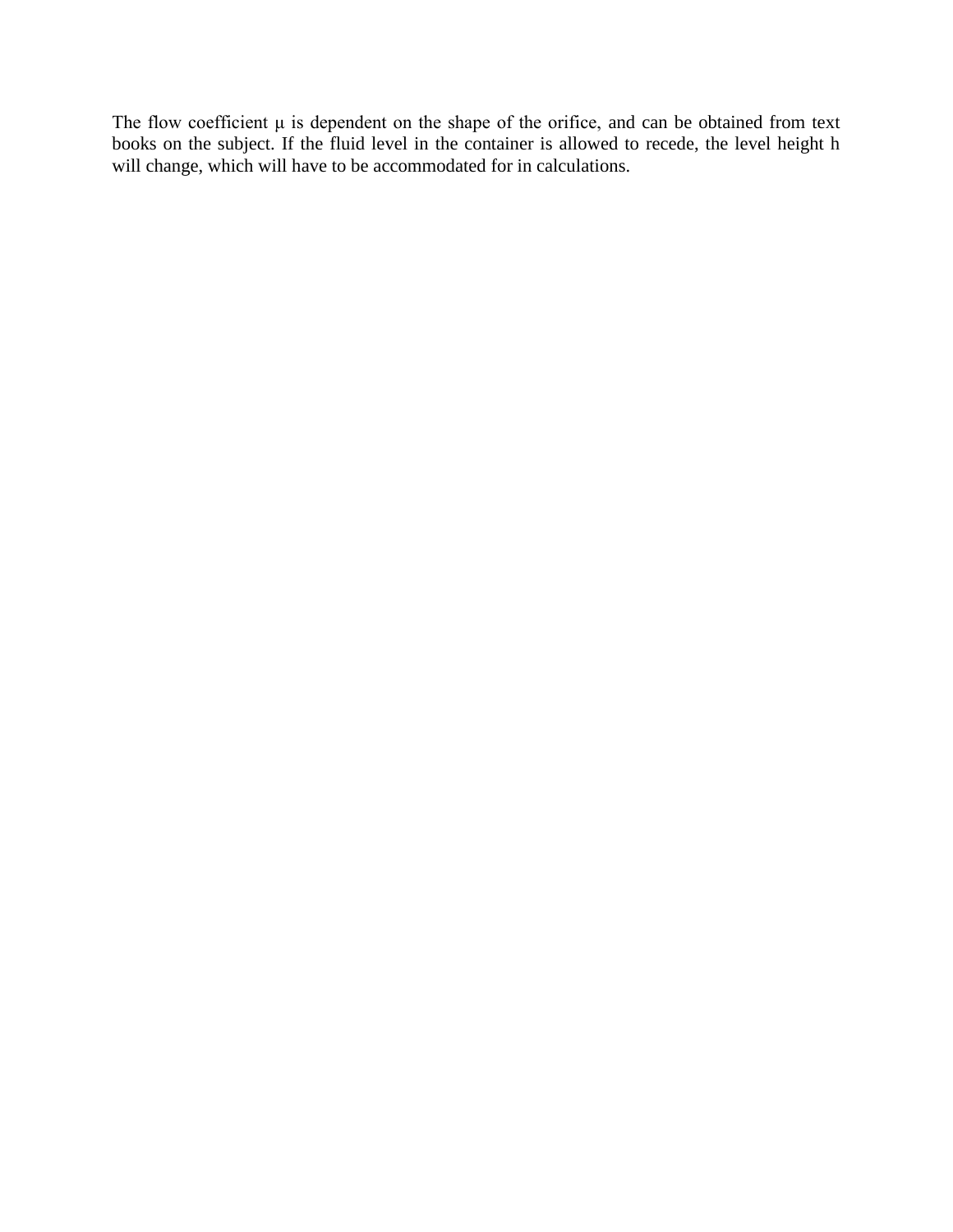The flow coefficient $\mu$ is dependent on the shape of the orifice, and can be obtained from text books on the subject. If the fluid level in the container is allowed to recede, the level height h will change, which will have to be accommodated for in calculations.